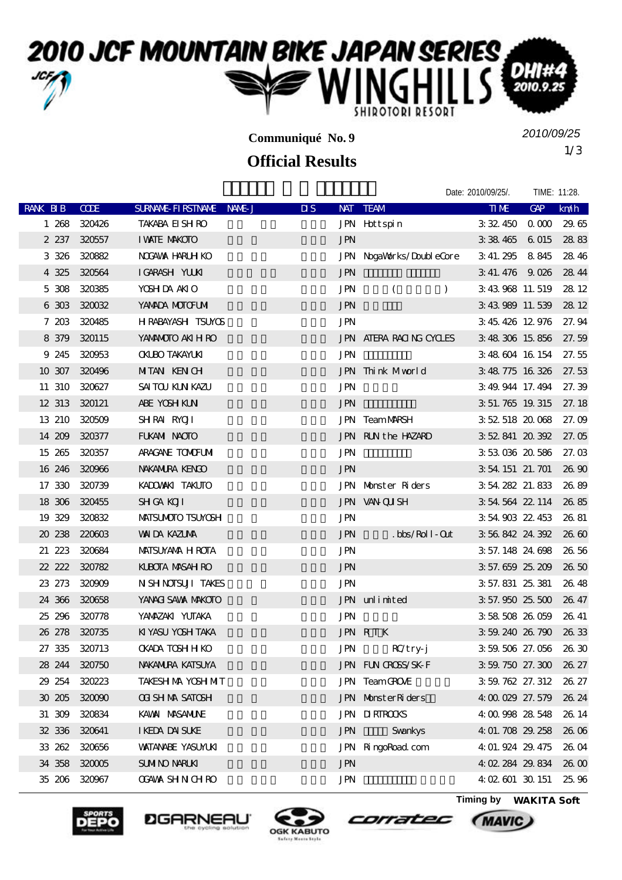# 2010 JCF MOUNTAIN BIKE JAPAN SERIES

WINGHILLS SHIROTORI RESORT DHI#4 2010.9.25

**Communiqué No. 9**

2010/09/25

## Official Results

Date: 2010/09/25/. TIME: 11:28.

| RANK | BIB | CODE | SURNAME-FIRSTNAME | NAME-J | DIS | NAT | TEAM | TIME | GAP | km/h |
|---|---|---|---|---|---|---|---|---|---|---|
| 1 | 268 | 320426 | TAKABA EISHIRO | | | JPN | Hottspin | 3:32.450 | 0.000 | 29.65 |
| 2 | 237 | 320557 | IWATE MAKOTO | | | JPN | | 3:38.465 | 6.015 | 28.83 |
| 3 | 326 | 320882 | NOGAWA HARUHIKO | | | JPN | NogaWorks/DoubleCore | 3:41.295 | 8.845 | 28.46 |
| 4 | 325 | 320564 | IGARASHI YUUKI | | | JPN | | 3:41.476 | 9.026 | 28.44 |
| 5 | 308 | 320385 | YOSHIDA AKIO | | | JPN | ( ) | 3:43.968 | 11.519 | 28.12 |
| 6 | 303 | 320032 | YAMADA MOTOFUMI | | | JPN | | 3:43.989 | 11.539 | 28.12 |
| 7 | 203 | 320485 | HIRABAYASHI TSUYOS | | | JPN | | 3:45.426 | 12.976 | 27.94 |
| 8 | 379 | 320115 | YAMAMOTO AKIHIRO | | | JPN | ATERA RACING CYCLES | 3:48.306 | 15.856 | 27.59 |
| 9 | 245 | 320953 | OKUBO TAKAYUKI | | | JPN | | 3:48.604 | 16.154 | 27.55 |
| 10 | 307 | 320496 | MITANI KENICHI | | | JPN | Think Mworld | 3:48.775 | 16.326 | 27.53 |
| 11 | 310 | 320627 | SAITOU KUNIKAZU | | | JPN | | 3:49.944 | 17.494 | 27.39 |
| 12 | 313 | 320121 | ABE YOSHIKUNI | | | JPN | | 3:51.765 | 19.315 | 27.18 |
| 13 | 210 | 320509 | SHIRAI RYOJI | | | JPN | Team MARSH | 3:52.518 | 20.068 | 27.09 |
| 14 | 209 | 320377 | FUKAMI NAOTO | | | JPN | RUN the HAZARD | 3:52.841 | 20.392 | 27.05 |
| 15 | 265 | 320357 | ARAGANE TOMOFUMI | | | JPN | | 3:53.036 | 20.586 | 27.03 |
| 16 | 246 | 320966 | NAKAMURA KENGO | | | JPN | | 3:54.151 | 21.701 | 26.90 |
| 17 | 330 | 320739 | KADOWAKI TAKUTO | | | JPN | Monster Riders | 3:54.282 | 21.833 | 26.89 |
| 18 | 306 | 320455 | SHIGA KOJI | | | JPN | VAN-QUISH | 3:54.564 | 22.114 | 26.85 |
| 19 | 329 | 320832 | MATSUMOTO TSUYOSHI | | | JPN | | 3:54.903 | 22.453 | 26.81 |
| 20 | 238 | 220603 | WADA KAZUMA | | | JPN | .bbs/Roll-Out | 3:56.842 | 24.392 | 26.60 |
| 21 | 223 | 320684 | MATSUYAMA HIROTA | | | JPN | | 3:57.148 | 24.698 | 26.56 |
| 22 | 222 | 320782 | KUBOTA MASAHIRO | | | JPN | | 3:57.659 | 25.209 | 26.50 |
| 23 | 273 | 320909 | NISHINOTSUJI TAKES | | | JPN | | 3:57.831 | 25.381 | 26.48 |
| 24 | 366 | 320658 | YANAGISAWA MAKOTO | | | JPN | unlimited | 3:57.950 | 25.500 | 26.47 |
| 25 | 296 | 320778 | YAMAZAKI YUTAKA | | | JPN | | 3:58.508 | 26.059 | 26.41 |
| 26 | 278 | 320735 | KIYASU YOSHITAKA | | | JPN | R T K | 3:59.240 | 26.790 | 26.33 |
| 27 | 335 | 320713 | OKADA TOSHIHIKO | | | JPN | RC/try-j | 3:59.506 | 27.056 | 26.30 |
| 28 | 244 | 320750 | NAKAMURA KATSUYA | | | JPN | FUN CROSS/SK-F | 3:59.750 | 27.300 | 26.27 |
| 29 | 254 | 320223 | TAKESHIMA YOSHIMIT | | | JPN | Team GROVE | 3:59.762 | 27.312 | 26.27 |
| 30 | 205 | 320090 | OGISHIMA SATOSHI | | | JPN | MonsterRiders | 4:00.029 | 27.579 | 26.24 |
| 31 | 309 | 320834 | KAWAI MASAMUNE | | | JPN | DIRTROCKS | 4:00.998 | 28.548 | 26.14 |
| 32 | 336 | 320641 | IKEDA DAISUKE | | | JPN | Swankys | 4:01.708 | 29.258 | 26.06 |
| 33 | 262 | 320656 | WATANABE YASUYUKI | | | JPN | RingoRoad.com | 4:01.924 | 29.475 | 26.04 |
| 34 | 358 | 320005 | SUMINO NARUKI | | | JPN | | 4:02.284 | 29.834 | 26.00 |
| 35 | 206 | 320967 | OGAWA SHINICHIRO | | | JPN | | 4:02.601 | 30.151 | 25.96 |

Timing by **WAKITA Soft**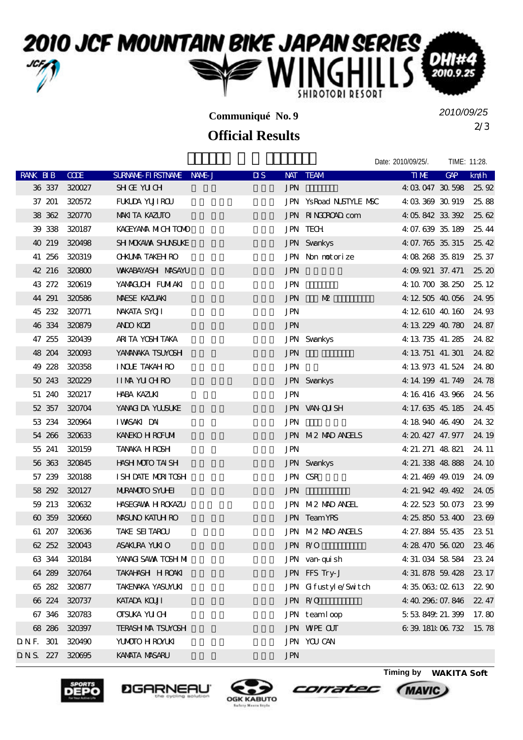# 2010 JCF MOUNTAIN BIKE JAPAN SERIES WINGHILLS SHIROTORI RESORT DHI#4 2010.9.25

**Communiqué No. 9**

2010/09/25

## Official Results

Date: 2010/09/25/. TIME: 11:28.

| RANK | BIB | CODE | SURNAME-FIRSTNAME | NAME-J | DIS | NAT | TEAM | TIME | GAP | km/h |
|---|---|---|---|---|---|---|---|---|---|---|
| 36 | 337 | 320027 | SHIGE YUICHI | | | JPN | | 4:03.047 | 30.598 | 25.92 |
| 37 | 201 | 320572 | FUKUDA YUJIROU | | | JPN | YsRoad NUSTYLE MSC | 4:03.369 | 30.919 | 25.88 |
| 38 | 362 | 320770 | MAKITA KAZUTO | | | JPN | RINGOROAD.com | 4:05.842 | 33.392 | 25.62 |
| 39 | 338 | 320187 | KAGEYAMA MICHITOMO | | | JPN | TECH | 4:07.639 | 35.189 | 25.44 |
| 40 | 219 | 320498 | SHIMOKAWA SHUNSUKE | | | JPN | Swankys | 4:07.765 | 35.315 | 25.42 |
| 41 | 256 | 320319 | OHKUMA TAKEHIRO | | | JPN | Non motorize | 4:08.268 | 35.819 | 25.37 |
| 42 | 216 | 320800 | WAKABAYASHI MASAYU | | | JPN | | 4:09.921 | 37.471 | 25.20 |
| 43 | 272 | 320619 | YAMAGUCHI FUMIAKI | | | JPN | | 4:10.700 | 38.250 | 25.12 |
| 44 | 291 | 320586 | MAESE KAZUAKI | | | JPN | M2 | 4:12.505 | 40.056 | 24.95 |
| 45 | 232 | 320771 | NAKATA SYOJI | | | JPN | | 4:12.610 | 40.160 | 24.93 |
| 46 | 334 | 320879 | ANDO KOZI | | | JPN | | 4:13.229 | 40.780 | 24.87 |
| 47 | 255 | 320439 | ARITA YOSHITAKA | | | JPN | Swankys | 4:13.735 | 41.285 | 24.82 |
| 48 | 204 | 320093 | YAMANAKA TSUYOSHI | | | JPN | | 4:13.751 | 41.301 | 24.82 |
| 49 | 228 | 320358 | INOUE TAKAHIRO | | | JPN | | 4:13.973 | 41.524 | 24.80 |
| 50 | 243 | 320229 | IIMA YUICHIRO | | | JPN | Swankys | 4:14.199 | 41.749 | 24.78 |
| 51 | 240 | 320217 | HABA KAZUKI | | | JPN | | 4:16.416 | 43.966 | 24.56 |
| 52 | 357 | 320704 | YANAGIDA YUUSUKE | | | JPN | VAN-QUISH | 4:17.635 | 45.185 | 24.45 |
| 53 | 234 | 320964 | IWASAKI DAI | | | JPN | | 4:18.940 | 46.490 | 24.32 |
| 54 | 266 | 320633 | KANEKO HIROFUMI | | | JPN | M2 MAD ANGELS | 4:20.427 | 47.977 | 24.19 |
| 55 | 241 | 320159 | TANAKA HIROSHI | | | JPN | | 4:21.271 | 48.821 | 24.11 |
| 56 | 363 | 320845 | HASHIMOTO TAISHI | | | JPN | Swankys | 4:21.338 | 48.888 | 24.10 |
| 57 | 239 | 320188 | ISHIDATE MORITOSHI | | | JPN | CSR | 4:21.469 | 49.019 | 24.09 |
| 58 | 292 | 320127 | MURAMOTO SYUHEI | | | JPN | | 4:21.942 | 49.492 | 24.05 |
| 59 | 213 | 320632 | HASEGAWA HIROKAZU | | | JPN | M2 MAD ANGEL | 4:22.523 | 50.073 | 23.99 |
| 60 | 359 | 320660 | MASUNO KATUHIRO | | | JPN | Team YRS | 4:25.850 | 53.400 | 23.69 |
| 61 | 207 | 320636 | TAKE SEITAROU | | | JPN | M2 MAD ANGELS | 4:27.884 | 55.435 | 23.51 |
| 62 | 252 | 320043 | ASAKURA YUKIO | | | JPN | R/O | 4:28.470 | 56.020 | 23.46 |
| 63 | 344 | 320184 | YANAGISAWA TOSHIMI | | | JPN | van-quish | 4:31.034 | 58.584 | 23.24 |
| 64 | 289 | 320764 | TAKAHASHI HIROAKI | | | JPN | FFS Try-J | 4:31.878 | 59.428 | 23.17 |
| 65 | 282 | 320877 | TAKENAKA YASUYUKI | | | JPN | Gifustyle/Switch | 4:35.063 | :02.613 | 22.90 |
| 66 | 224 | 320737 | KATADA KOUJI | | | JPN | R/O | 4:40.296 | :07.846 | 22.47 |
| 67 | 346 | 320783 | OTSUKA YUICHI | | | JPN | teamloop | 5:53.849 | :21.399 | 17.80 |
| 68 | 286 | 320397 | TERASHIMA TSUYOSHI | | | JPN | WIPE OUT | 6:39.181 | :06.732 | 15.78 |
| D.N.F. | 301 | 320490 | YUMOTO HIROYUKI | | | JPN | YOU CAN | | | |
| D.N.S. | 227 | 320695 | KAMATA MASARU | | | JPN | | | | |

Timing by WAKITA Soft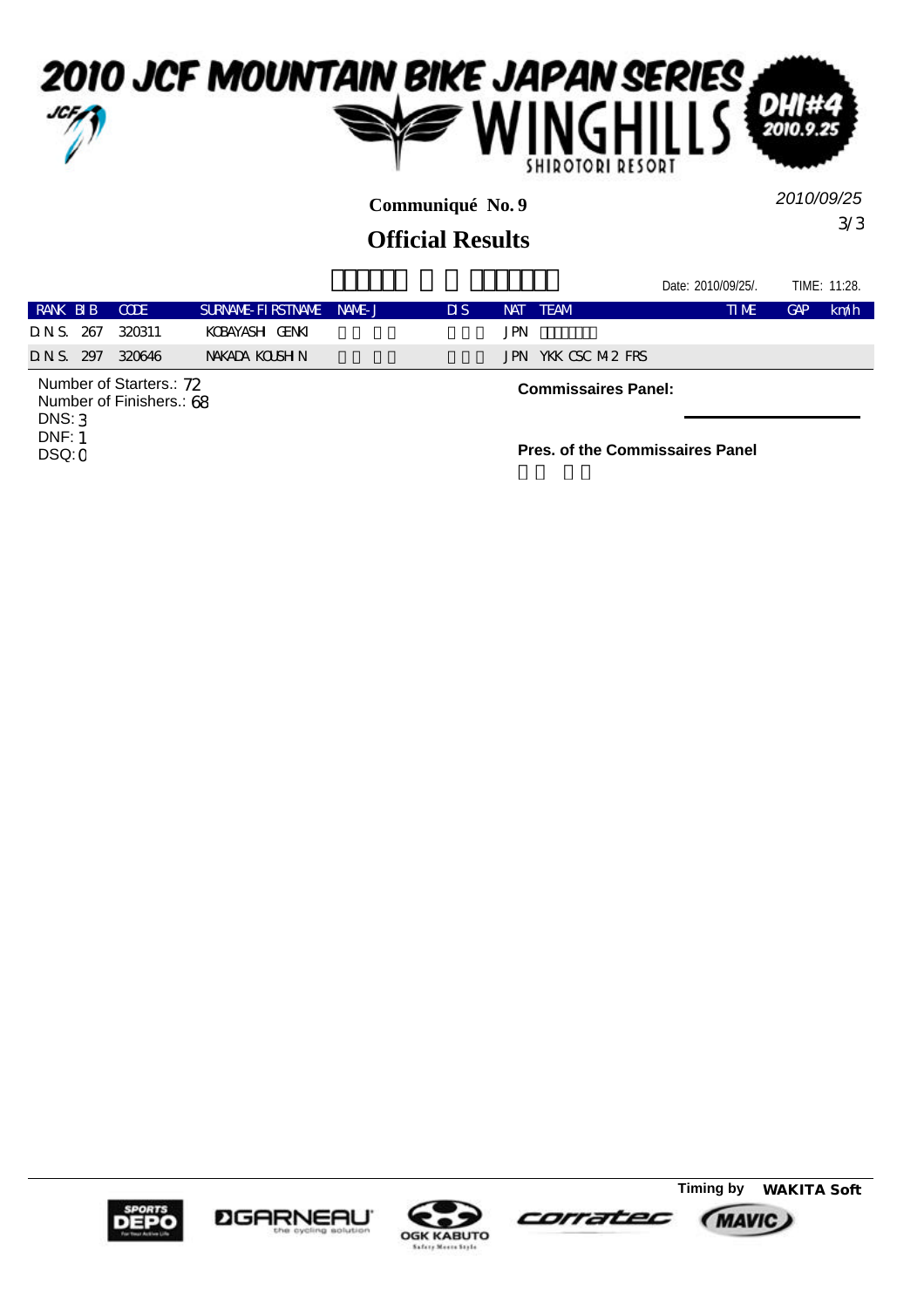# 2010 JCF MOUNTAIN BIKE JAPAN SERIES

WINGHILLS SHIROTORI RESORT

DHI#4 2010.9.25

**Communiqué No. 9**

*2010/09/25*

## Official Results

Date: 2010/09/25/. TIME: 11:28.

| RANK | BIB | CODE | SURNAME-FIRSTNAME | NAME-J | DIS | NAT | TEAM | TIME | GAP | km/h |
|---|---|---|---|---|---|---|---|---|---|---|
| D.N.S. | 267 | 320311 | KOBAYASHI GENKI | | | JPN | | | | |
| D.N.S. | 297 | 320646 | NAKADA KOUSHIN | | | JPN | YKK CSC M2 FRS | | | |

Number of Starters.: 72
Number of Finishers.: 68
DNS: 3
DNF: 1
DSQ: 0

**Commissaires Panel:**

**Pres. of the Commissaires Panel**

Timing by WAKITA Soft